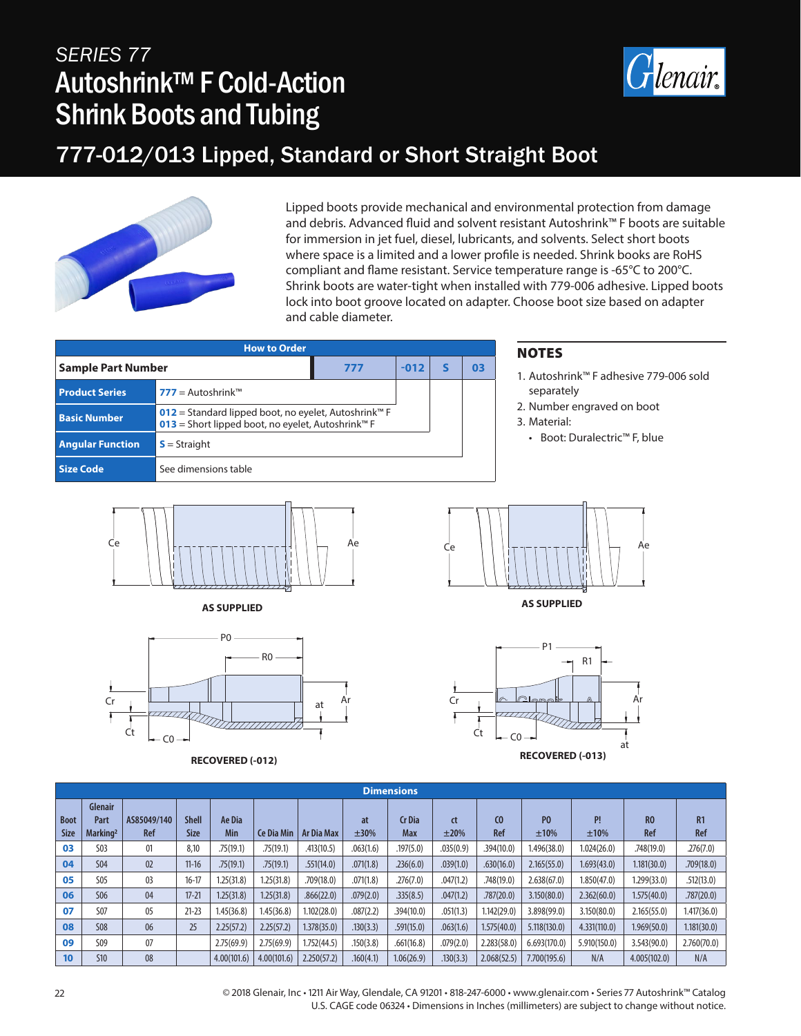# SERIES 77

# Autoshrink™ F Cold-Action Shrink Boots and Tubing

## 777-012/013 Lipped, Standard or Short Straight Boot

Lipped boots provide mechanical and environmental protection from damage and debris. Advanced fluid and solvent resistant Autoshrink™ F boots are suitable for immersion in jet fuel, diesel, lubricants, and solvents. Select short boots where space is a limited and a lower profile is needed. Shrink books are RoHS compliant and flame resistant. Service temperature range is -65°C to 200°C. Shrink boots are water-tight when installed with 779-006 adhesive. Lipped boots lock into boot groove located on adapter. Choose boot size based on adapter and cable diameter.

| How to Order | | | | | |
|---|---|---|---|---|---|
| **Sample Part Number** | | 777 | -012 | S | 03 |
| **Product Series** | 777 = Autoshrink™ | | | | |
| **Basic Number** | 012 = Standard lipped boot, no eyelet, Autoshrink™ F<br>013 = Short lipped boot, no eyelet, Autoshrink™ F | | | | |
| **Angular Function** | S = Straight | | | | |
| **Size Code** | See dimensions table | | | | |

### NOTES

1. Autoshrink™ F adhesive 779-006 sold separately
2. Number engraved on boot
3. Material:
   - Boot: Duralectric™ F, blue

AS SUPPLIED

AS SUPPLIED

RECOVERED (-012)

RECOVERED (-013)

| Dimensions | | | | | | | | | | | | | | |
|---|---|---|---|---|---|---|---|---|---|---|---|---|---|---|
| Boot Size | Glenair Part Marking[2] | AS85049/140 Ref | Shell Size | Ae Dia Min | Ce Dia Min | Ar Dia Max | at ±30% | Cr Dia Max | ct ±20% | C0 Ref | P0 ±10% | P! ±10% | R0 Ref | R1 Ref |
| 03 | S03 | 01 | 8,10 | .75(19.1) | .75(19.1) | .413(10.5) | .063(1.6) | .197(5.0) | .035(0.9) | .394(10.0) | 1.496(38.0) | 1.024(26.0) | .748(19.0) | .276(7.0) |
| 04 | S04 | 02 | 11-16 | .75(19.1) | .75(19.1) | .551(14.0) | .071(1.8) | .236(6.0) | .039(1.0) | .630(16.0) | 2.165(55.0) | 1.693(43.0) | 1.181(30.0) | .709(18.0) |
| 05 | S05 | 03 | 16-17 | 1.25(31.8) | 1.25(31.8) | .709(18.0) | .071(1.8) | .276(7.0) | .047(1.2) | .748(19.0) | 2.638(67.0) | 1.850(47.0) | 1.299(33.0) | .512(13.0) |
| 06 | S06 | 04 | 17-21 | 1.25(31.8) | 1.25(31.8) | .866(22.0) | .079(2.0) | .335(8.5) | .047(1.2) | .787(20.0) | 3.150(80.0) | 2.362(60.0) | 1.575(40.0) | .787(20.0) |
| 07 | S07 | 05 | 21-23 | 1.45(36.8) | 1.45(36.8) | 1.102(28.0) | .087(2.2) | .394(10.0) | .051(1.3) | 1.142(29.0) | 3.898(99.0) | 3.150(80.0) | 2.165(55.0) | 1.417(36.0) |
| 08 | S08 | 06 | 25 | 2.25(57.2) | 2.25(57.2) | 1.378(35.0) | .130(3.3) | .591(15.0) | .063(1.6) | 1.575(40.0) | 5.118(130.0) | 4.331(110.0) | 1.969(50.0) | 1.181(30.0) |
| 09 | S09 | 07 | | 2.75(69.9) | 2.75(69.9) | 1.752(44.5) | .150(3.8) | .661(16.8) | .079(2.0) | 2.283(58.0) | 6.693(170.0) | 5.910(150.0) | 3.543(90.0) | 2.760(70.0) |
| 10 | S10 | 08 | | 4.00(101.6) | 4.00(101.6) | 2.250(57.2) | .160(4.1) | 1.06(26.9) | .130(3.3) | 2.068(52.5) | 7.700(195.6) | N/A | 4.005(102.0) | N/A |

© 2018 Glenair, Inc • 1211 Air Way, Glendale, CA 91201 • 818-247-6000 • www.glenair.com • Series 77 Autoshrink™ Catalog
U.S. CAGE code 06324 • Dimensions in Inches (millimeters) are subject to change without notice.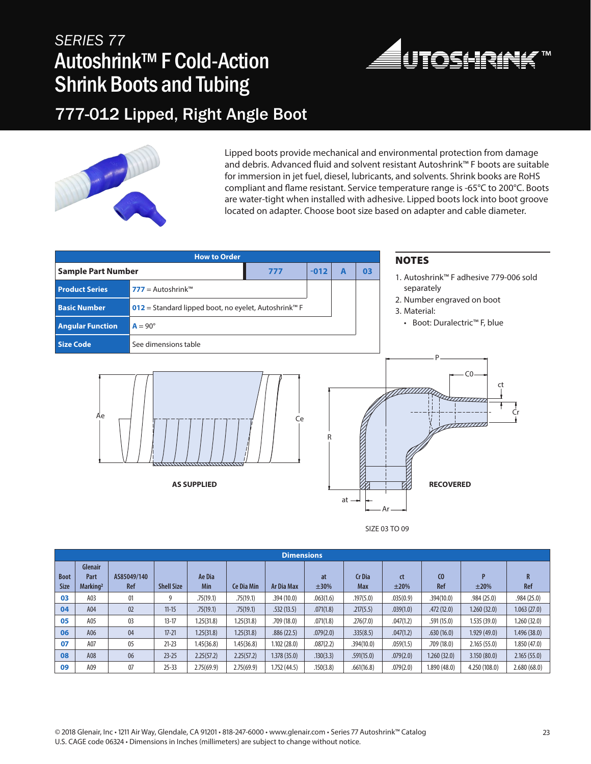# SERIES 77

# Autoshrink™ F Cold-Action Shrink Boots and Tubing

## 777-012 Lipped, Right Angle Boot

Lipped boots provide mechanical and environmental protection from damage and debris. Advanced fluid and solvent resistant Autoshrink™ F boots are suitable for immersion in jet fuel, diesel, lubricants, and solvents. Shrink books are RoHS compliant and flame resistant. Service temperature range is -65°C to 200°C. Boots are water-tight when installed with adhesive. Lipped boots lock into boot groove located on adapter. Choose boot size based on adapter and cable diameter.

| How to Order | | | | | |
|---|---|---|---|---|---|
| **Sample Part Number** | | **777** | **-012** | **A** | **03** |
| **Product Series** | **777** = Autoshrink™ | | | | |
| **Basic Number** | **012** = Standard lipped boot, no eyelet, Autoshrink™ F | | | | |
| **Angular Function** | **A** = 90° | | | | |
| **Size Code** | See dimensions table | | | | |

### NOTES

1. Autoshrink™ F adhesive 779-006 sold separately
2. Number engraved on boot
3. Material:
   - Boot: Duralectric™ F, blue

AS SUPPLIED

RECOVERED

SIZE 03 TO 09

| Dimensions | | | | | | | | | | | | | |
|---|---|---|---|---|---|---|---|---|---|---|---|---|---|
| Boot Size | Glenair Part Marking[2] | AS85049/140 Ref | Shell Size | Ae Dia Min | Ce Dia Min | Ar Dia Max | at ±30% | Cr Dia Max | ct ±20% | C0 Ref | P ±20% | R Ref |
| **03** | A03 | 01 | 9 | .75(19.1) | .75(19.1) | .394 (10.0) | .063(1.6) | .197(5.0) | .035(0.9) | .394(10.0) | .984 (25.0) | .984 (25.0) |
| **04** | A04 | 02 | 11-15 | .75(19.1) | .75(19.1) | .532 (13.5) | .071(1.8) | .217(5.5) | .039(1.0) | .472 (12.0) | 1.260 (32.0) | 1.063 (27.0) |
| **05** | A05 | 03 | 13-17 | 1.25(31.8) | 1.25(31.8) | .709 (18.0) | .071(1.8) | .276(7.0) | .047(1.2) | .591 (15.0) | 1.535 (39.0) | 1.260 (32.0) |
| **06** | A06 | 04 | 17-21 | 1.25(31.8) | 1.25(31.8) | .886 (22.5) | .079(2.0) | .335(8.5) | .047(1.2) | .630 (16.0) | 1.929 (49.0) | 1.496 (38.0) |
| **07** | A07 | 05 | 21-23 | 1.45(36.8) | 1.45(36.8) | 1.102 (28.0) | .087(2.2) | .394(10.0) | .059(1.5) | .709 (18.0) | 2.165 (55.0) | 1.850 (47.0) |
| **08** | A08 | 06 | 23-25 | 2.25(57.2) | 2.25(57.2) | 1.378 (35.0) | .130(3.3) | .591(15.0) | .079(2.0) | 1.260 (32.0) | 3.150 (80.0) | 2.165 (55.0) |
| **09** | A09 | 07 | 25-33 | 2.75(69.9) | 2.75(69.9) | 1.752 (44.5) | .150(3.8) | .661(16.8) | .079(2.0) | 1.890 (48.0) | 4.250 (108.0) | 2.680 (68.0) |

© 2018 Glenair, Inc • 1211 Air Way, Glendale, CA 91201 • 818-247-6000 • www.glenair.com • Series 77 Autoshrink™ Catalog
U.S. CAGE code 06324 • Dimensions in Inches (millimeters) are subject to change without notice.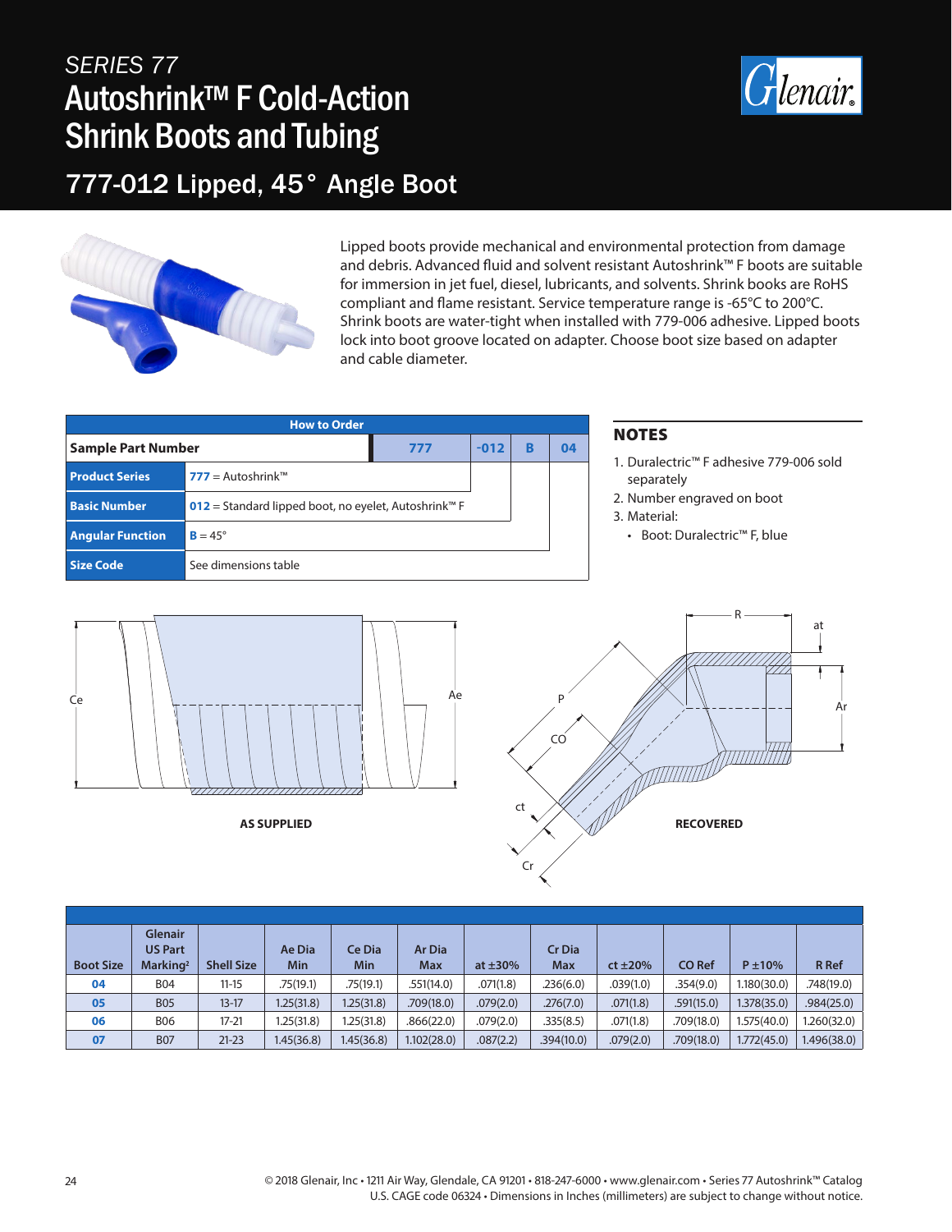# SERIES 77
# Autoshrink™ F Cold-Action Shrink Boots and Tubing

## 777-012 Lipped, 45° Angle Boot

Lipped boots provide mechanical and environmental protection from damage and debris. Advanced fluid and solvent resistant Autoshrink™ F boots are suitable for immersion in jet fuel, diesel, lubricants, and solvents. Shrink books are RoHS compliant and flame resistant. Service temperature range is -65°C to 200°C. Shrink boots are water-tight when installed with 779-006 adhesive. Lipped boots lock into boot groove located on adapter. Choose boot size based on adapter and cable diameter.

| How to Order | | | | | |
|---|---|---|---|---|---|
| Sample Part Number | | 777 | -012 | B | 04 |
| Product Series | 777 = Autoshrink™ | | | | |
| Basic Number | 012 = Standard lipped boot, no eyelet, Autoshrink™ F | | | | |
| Angular Function | B = 45° | | | | |
| Size Code | See dimensions table | | | | |

### NOTES

1. Duralectric™ F adhesive 779-006 sold separately
2. Number engraved on boot
3. Material:
   - Boot: Duralectric™ F, blue

Ce

Ae

AS SUPPLIED

R

at

Ar

P

CO

ct

Cr

RECOVERED

| Boot Size | Glenair US Part Marking[2] | Shell Size | Ae Dia Min | Ce Dia Min | Ar Dia Max | at ±30% | Cr Dia Max | ct ±20% | CO Ref | P ±10% | R Ref |
|---|---|---|---|---|---|---|---|---|---|---|---|
| 04 | B04 | 11-15 | .75(19.1) | .75(19.1) | .551(14.0) | .071(1.8) | .236(6.0) | .039(1.0) | .354(9.0) | 1.180(30.0) | .748(19.0) |
| 05 | B05 | 13-17 | 1.25(31.8) | 1.25(31.8) | .709(18.0) | .079(2.0) | .276(7.0) | .071(1.8) | .591(15.0) | 1.378(35.0) | .984(25.0) |
| 06 | B06 | 17-21 | 1.25(31.8) | 1.25(31.8) | .866(22.0) | .079(2.0) | .335(8.5) | .071(1.8) | .709(18.0) | 1.575(40.0) | 1.260(32.0) |
| 07 | B07 | 21-23 | 1.45(36.8) | 1.45(36.8) | 1.102(28.0) | .087(2.2) | .394(10.0) | .079(2.0) | .709(18.0) | 1.772(45.0) | 1.496(38.0) |

© 2018 Glenair, Inc • 1211 Air Way, Glendale, CA 91201 • 818-247-6000 • www.glenair.com • Series 77 Autoshrink™ Catalog
U.S. CAGE code 06324 • Dimensions in Inches (millimeters) are subject to change without notice.